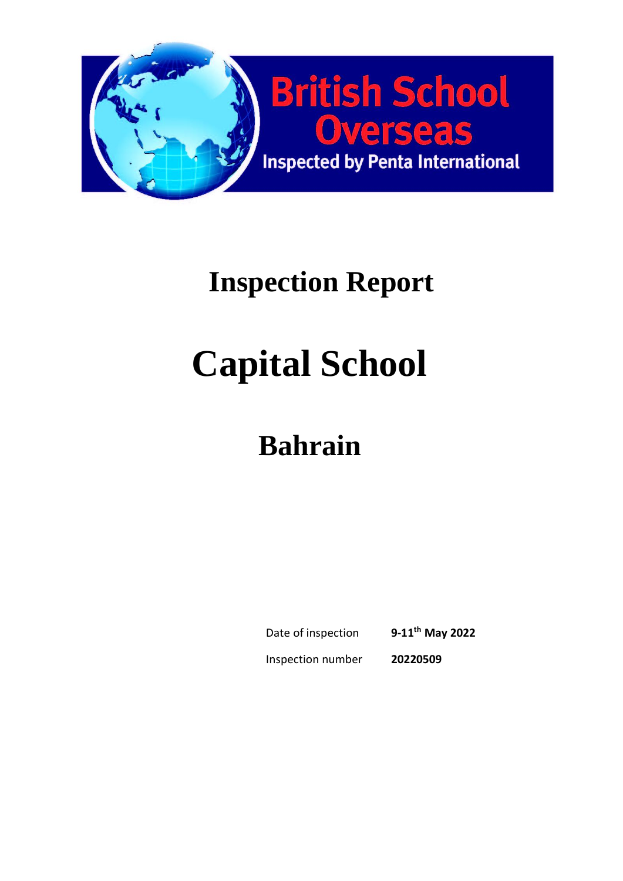British School Overseas

Inspected by Penta International

# Inspection Report

# Capital School

## Bahrain

| | |
|---|---|
| Date of inspection | **9-11th May 2022** |
| Inspection number | **20220509** |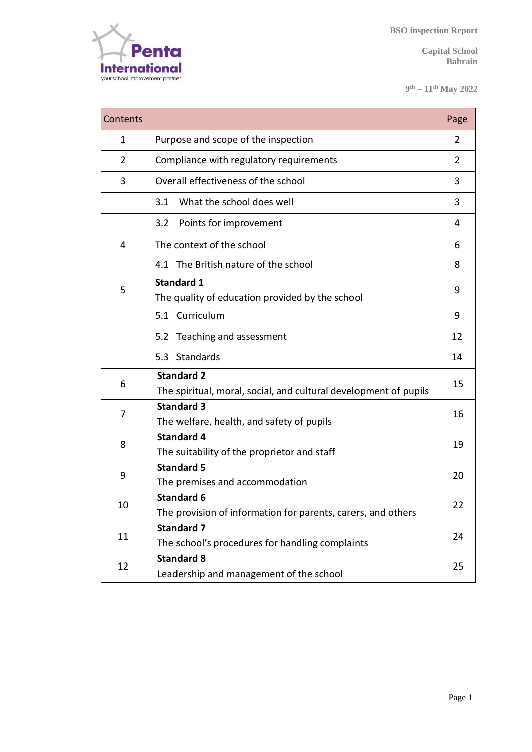BSO inspection Report

Capital School
Bahrain

9th – 11th May 2022

| Contents | | Page |
|---|---|---|
| 1 | Purpose and scope of the inspection | 2 |
| 2 | Compliance with regulatory requirements | 2 |
| 3 | Overall effectiveness of the school | 3 |
| | 3.1 What the school does well | 3 |
| | 3.2 Points for improvement | 4 |
| 4 | The context of the school | 6 |
| | 4.1 The British nature of the school | 8 |
| 5 | **Standard 1** The quality of education provided by the school | 9 |
| | 5.1 Curriculum | 9 |
| | 5.2 Teaching and assessment | 12 |
| | 5.3 Standards | 14 |
| 6 | **Standard 2** The spiritual, moral, social, and cultural development of pupils | 15 |
| 7 | **Standard 3** The welfare, health, and safety of pupils | 16 |
| 8 | **Standard 4** The suitability of the proprietor and staff | 19 |
| 9 | **Standard 5** The premises and accommodation | 20 |
| 10 | **Standard 6** The provision of information for parents, carers, and others | 22 |
| 11 | **Standard 7** The school's procedures for handling complaints | 24 |
| 12 | **Standard 8** Leadership and management of the school | 25 |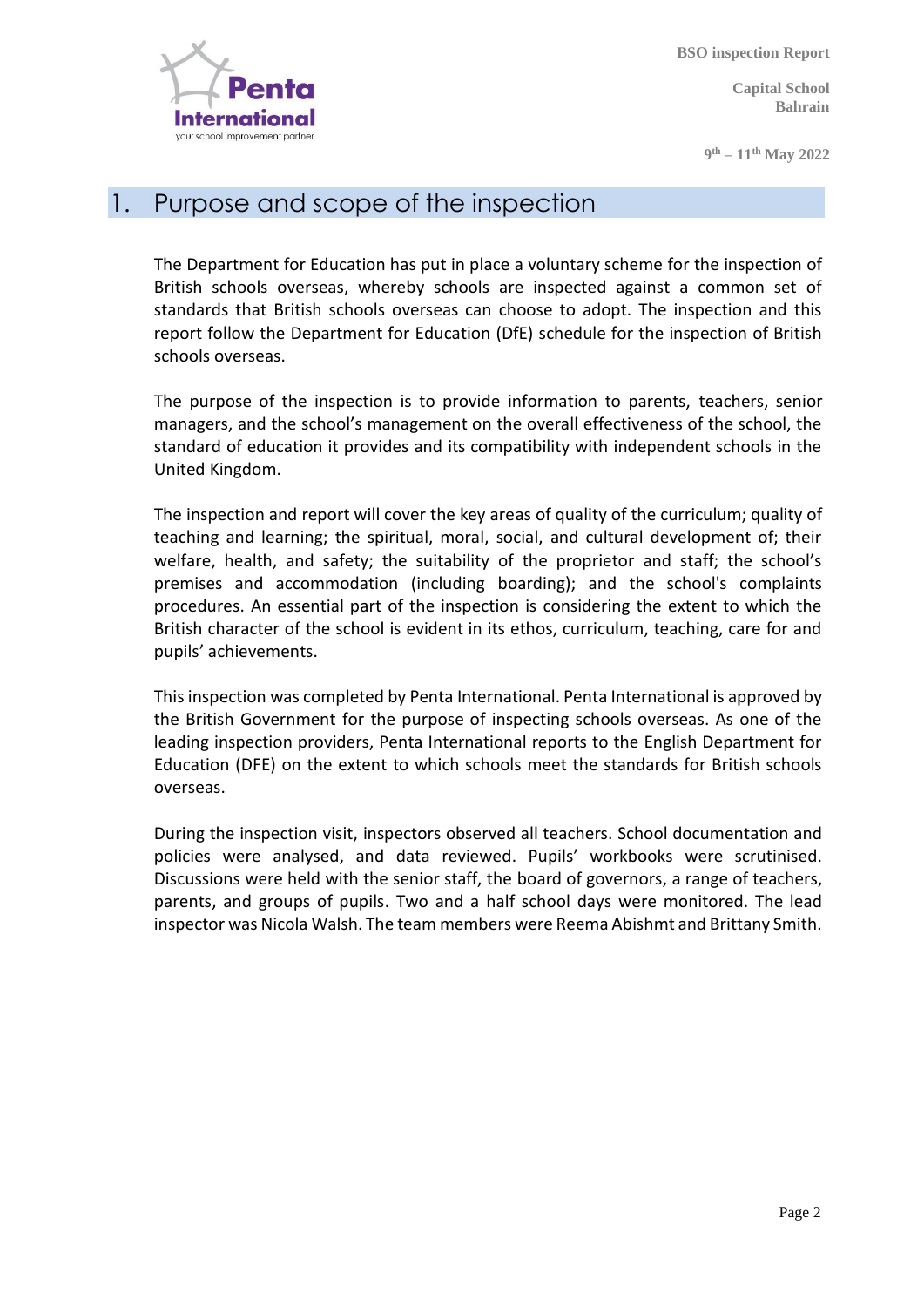## 1. Purpose and scope of the inspection

The Department for Education has put in place a voluntary scheme for the inspection of British schools overseas, whereby schools are inspected against a common set of standards that British schools overseas can choose to adopt. The inspection and this report follow the Department for Education (DfE) schedule for the inspection of British schools overseas.

The purpose of the inspection is to provide information to parents, teachers, senior managers, and the school's management on the overall effectiveness of the school, the standard of education it provides and its compatibility with independent schools in the United Kingdom.

The inspection and report will cover the key areas of quality of the curriculum; quality of teaching and learning; the spiritual, moral, social, and cultural development of; their welfare, health, and safety; the suitability of the proprietor and staff; the school's premises and accommodation (including boarding); and the school's complaints procedures. An essential part of the inspection is considering the extent to which the British character of the school is evident in its ethos, curriculum, teaching, care for and pupils' achievements.

This inspection was completed by Penta International. Penta International is approved by the British Government for the purpose of inspecting schools overseas. As one of the leading inspection providers, Penta International reports to the English Department for Education (DFE) on the extent to which schools meet the standards for British schools overseas.

During the inspection visit, inspectors observed all teachers. School documentation and policies were analysed, and data reviewed. Pupils' workbooks were scrutinised. Discussions were held with the senior staff, the board of governors, a range of teachers, parents, and groups of pupils. Two and a half school days were monitored. The lead inspector was Nicola Walsh. The team members were Reema Abishmt and Brittany Smith.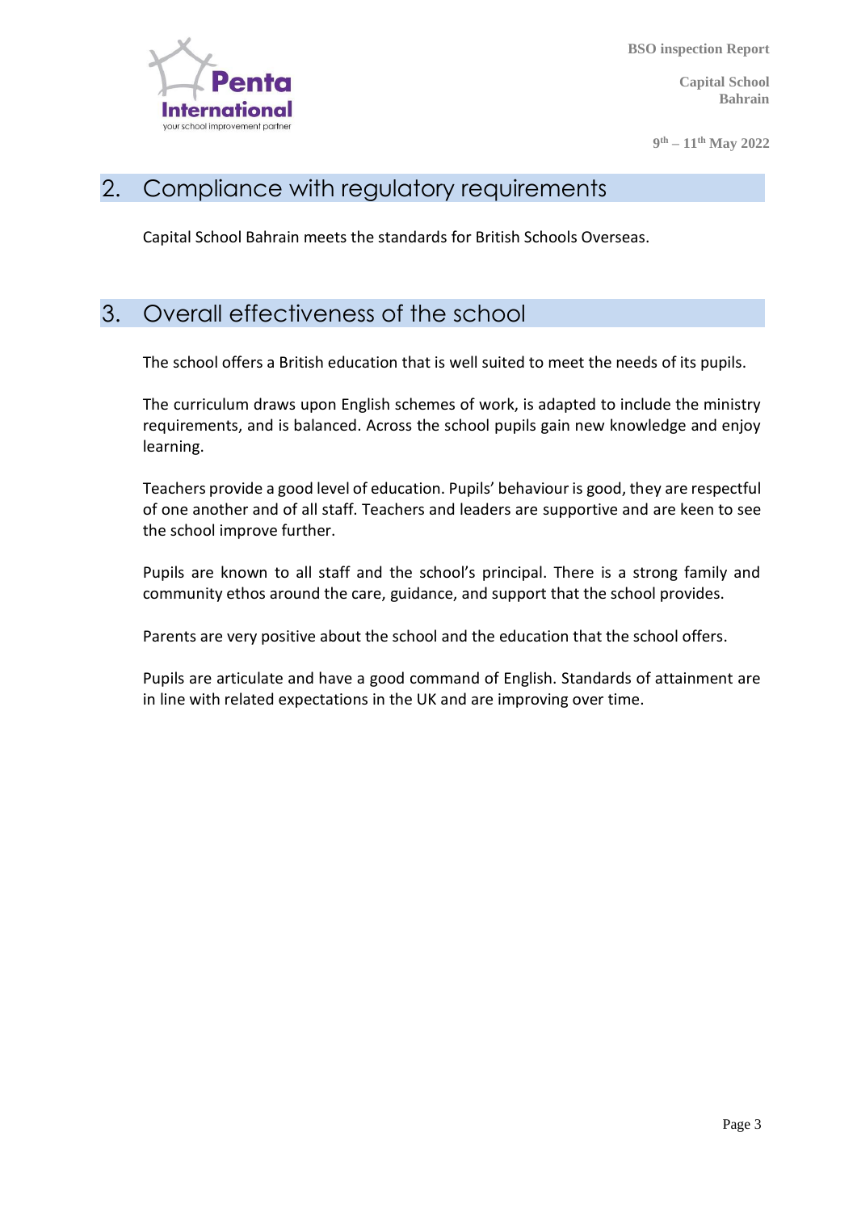## 2. Compliance with regulatory requirements

Capital School Bahrain meets the standards for British Schools Overseas.

## 3. Overall effectiveness of the school

The school offers a British education that is well suited to meet the needs of its pupils.

The curriculum draws upon English schemes of work, is adapted to include the ministry requirements, and is balanced. Across the school pupils gain new knowledge and enjoy learning.

Teachers provide a good level of education. Pupils' behaviour is good, they are respectful of one another and of all staff. Teachers and leaders are supportive and are keen to see the school improve further.

Pupils are known to all staff and the school's principal. There is a strong family and community ethos around the care, guidance, and support that the school provides.

Parents are very positive about the school and the education that the school offers.

Pupils are articulate and have a good command of English. Standards of attainment are in line with related expectations in the UK and are improving over time.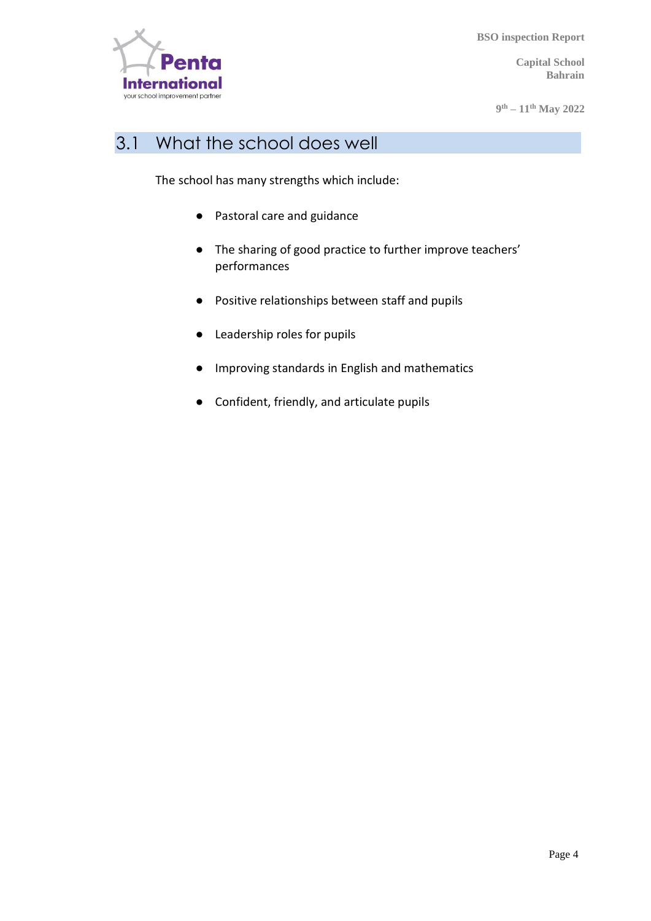## 3.1 What the school does well

The school has many strengths which include:

- Pastoral care and guidance
- The sharing of good practice to further improve teachers' performances
- Positive relationships between staff and pupils
- Leadership roles for pupils
- Improving standards in English and mathematics
- Confident, friendly, and articulate pupils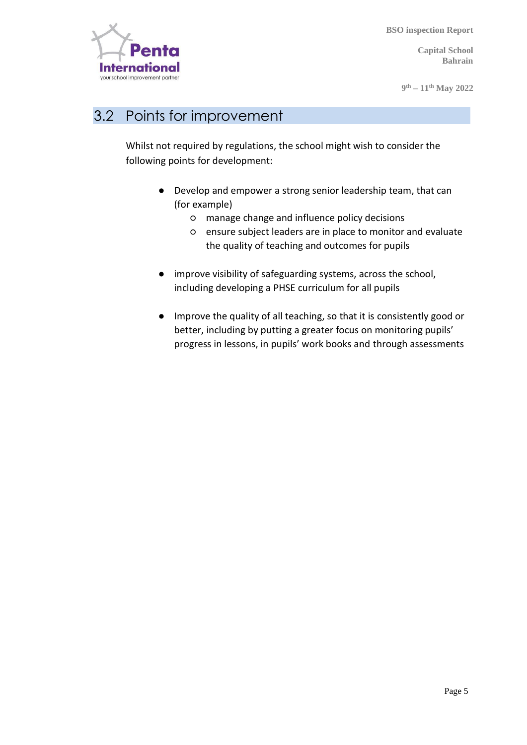## 3.2 Points for improvement

Whilst not required by regulations, the school might wish to consider the following points for development:

- Develop and empower a strong senior leadership team, that can (for example)
  - manage change and influence policy decisions
  - ensure subject leaders are in place to monitor and evaluate the quality of teaching and outcomes for pupils

- improve visibility of safeguarding systems, across the school, including developing a PHSE curriculum for all pupils

- Improve the quality of all teaching, so that it is consistently good or better, including by putting a greater focus on monitoring pupils' progress in lessons, in pupils' work books and through assessments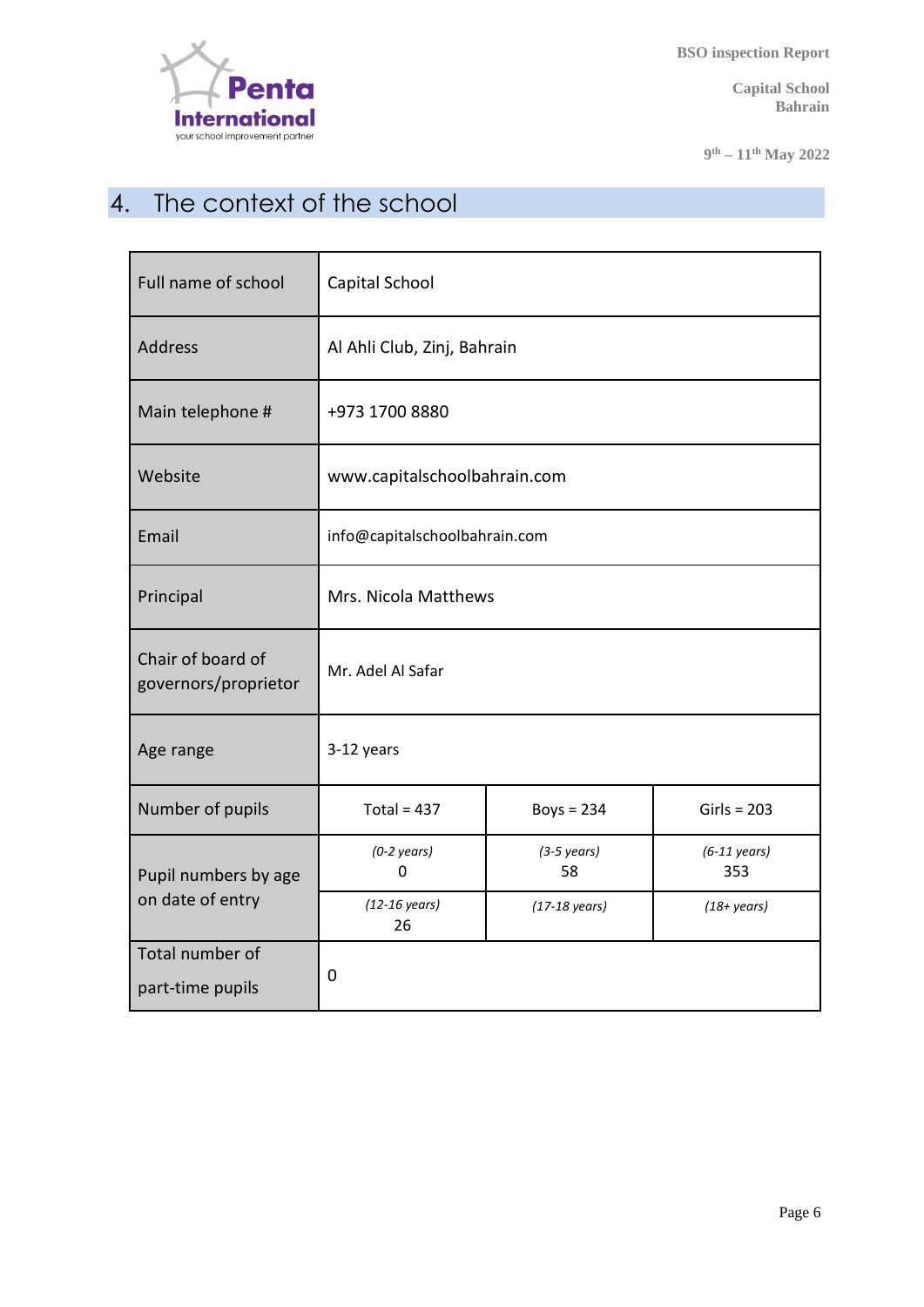## 4. The context of the school

| | | | |
|---|---|---|---|
| Full name of school | Capital School | | |
| Address | Al Ahli Club, Zinj, Bahrain | | |
| Main telephone # | +973 1700 8880 | | |
| Website | www.capitalschoolbahrain.com | | |
| Email | info@capitalschoolbahrain.com | | |
| Principal | Mrs. Nicola Matthews | | |
| Chair of board of governors/proprietor | Mr. Adel Al Safar | | |
| Age range | 3-12 years | | |
| Number of pupils | Total = 437 | Boys = 234 | Girls = 203 |
| Pupil numbers by age on date of entry | *(0-2 years)* 0 | *(3-5 years)* 58 | *(6-11 years)* 353 |
| | *(12-16 years)* 26 | *(17-18 years)* | *(18+ years)* |
| Total number of part-time pupils | 0 | | |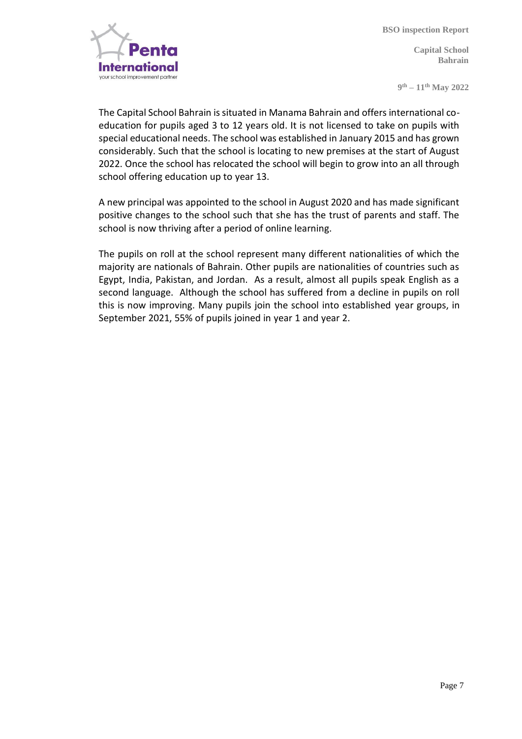The Capital School Bahrain is situated in Manama Bahrain and offers international co-education for pupils aged 3 to 12 years old. It is not licensed to take on pupils with special educational needs. The school was established in January 2015 and has grown considerably. Such that the school is locating to new premises at the start of August 2022. Once the school has relocated the school will begin to grow into an all through school offering education up to year 13.

A new principal was appointed to the school in August 2020 and has made significant positive changes to the school such that she has the trust of parents and staff. The school is now thriving after a period of online learning.

The pupils on roll at the school represent many different nationalities of which the majority are nationals of Bahrain. Other pupils are nationalities of countries such as Egypt, India, Pakistan, and Jordan. As a result, almost all pupils speak English as a second language. Although the school has suffered from a decline in pupils on roll this is now improving. Many pupils join the school into established year groups, in September 2021, 55% of pupils joined in year 1 and year 2.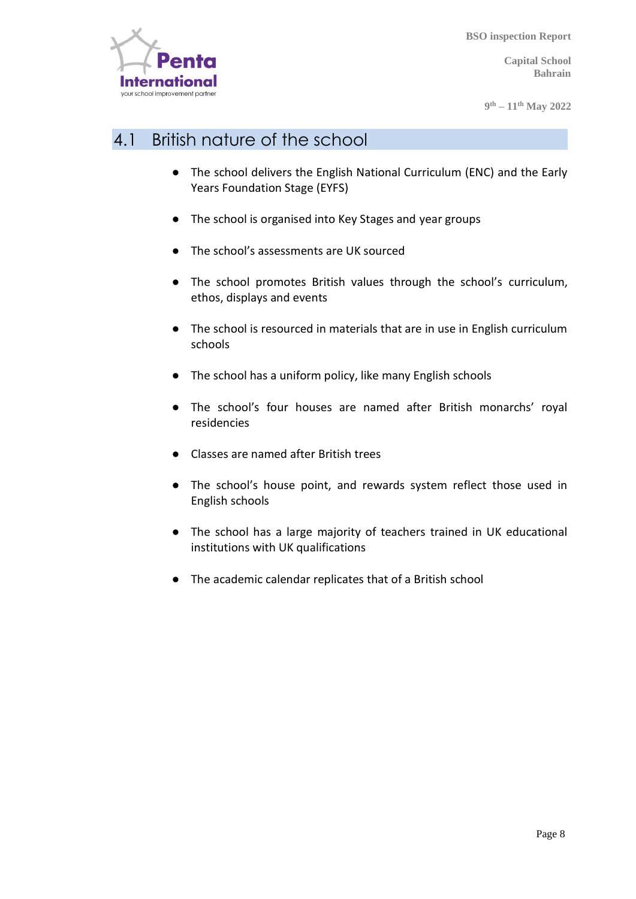## 4.1 British nature of the school

- The school delivers the English National Curriculum (ENC) and the Early Years Foundation Stage (EYFS)
- The school is organised into Key Stages and year groups
- The school's assessments are UK sourced
- The school promotes British values through the school's curriculum, ethos, displays and events
- The school is resourced in materials that are in use in English curriculum schools
- The school has a uniform policy, like many English schools
- The school's four houses are named after British monarchs' royal residencies
- Classes are named after British trees
- The school's house point, and rewards system reflect those used in English schools
- The school has a large majority of teachers trained in UK educational institutions with UK qualifications
- The academic calendar replicates that of a British school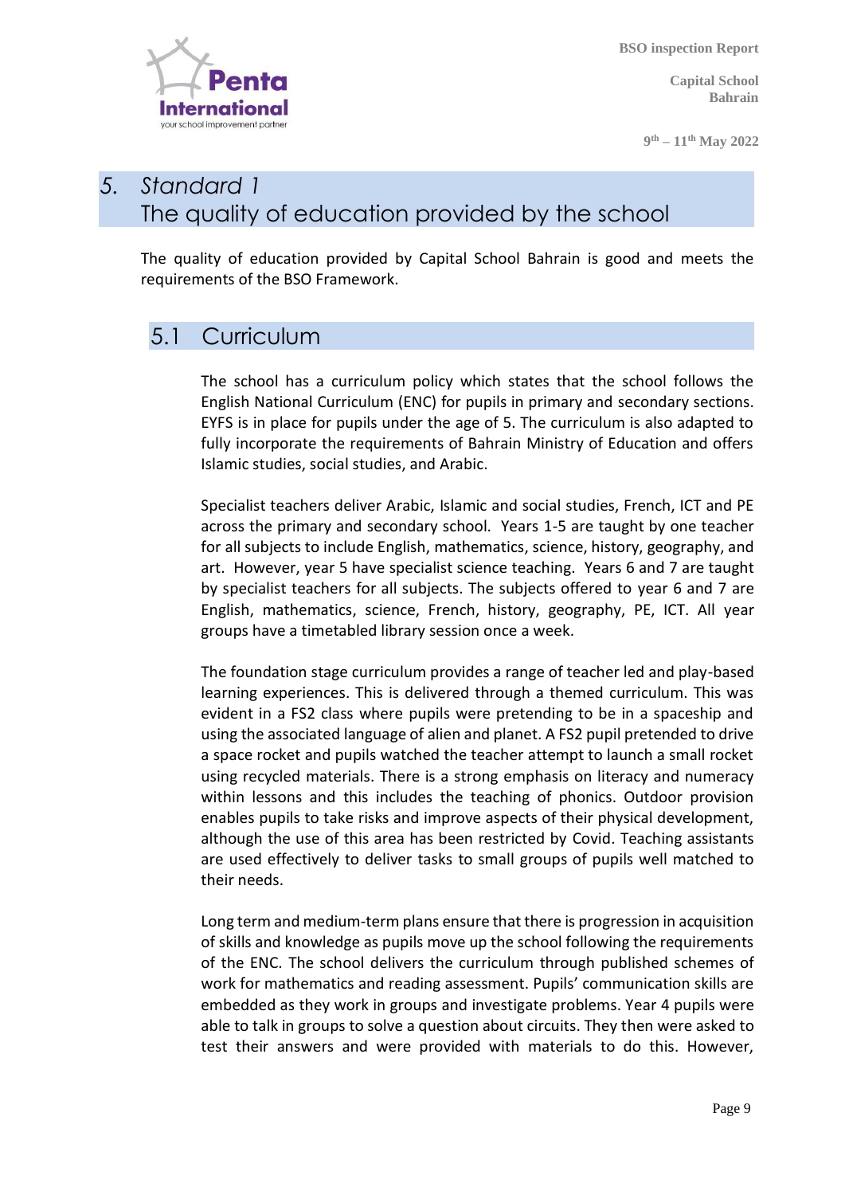# 5. Standard 1
## The quality of education provided by the school

The quality of education provided by Capital School Bahrain is good and meets the requirements of the BSO Framework.

## 5.1 Curriculum

The school has a curriculum policy which states that the school follows the English National Curriculum (ENC) for pupils in primary and secondary sections. EYFS is in place for pupils under the age of 5. The curriculum is also adapted to fully incorporate the requirements of Bahrain Ministry of Education and offers Islamic studies, social studies, and Arabic.

Specialist teachers deliver Arabic, Islamic and social studies, French, ICT and PE across the primary and secondary school. Years 1-5 are taught by one teacher for all subjects to include English, mathematics, science, history, geography, and art. However, year 5 have specialist science teaching. Years 6 and 7 are taught by specialist teachers for all subjects. The subjects offered to year 6 and 7 are English, mathematics, science, French, history, geography, PE, ICT. All year groups have a timetabled library session once a week.

The foundation stage curriculum provides a range of teacher led and play-based learning experiences. This is delivered through a themed curriculum. This was evident in a FS2 class where pupils were pretending to be in a spaceship and using the associated language of alien and planet. A FS2 pupil pretended to drive a space rocket and pupils watched the teacher attempt to launch a small rocket using recycled materials. There is a strong emphasis on literacy and numeracy within lessons and this includes the teaching of phonics. Outdoor provision enables pupils to take risks and improve aspects of their physical development, although the use of this area has been restricted by Covid. Teaching assistants are used effectively to deliver tasks to small groups of pupils well matched to their needs.

Long term and medium-term plans ensure that there is progression in acquisition of skills and knowledge as pupils move up the school following the requirements of the ENC. The school delivers the curriculum through published schemes of work for mathematics and reading assessment. Pupils' communication skills are embedded as they work in groups and investigate problems. Year 4 pupils were able to talk in groups to solve a question about circuits. They then were asked to test their answers and were provided with materials to do this. However,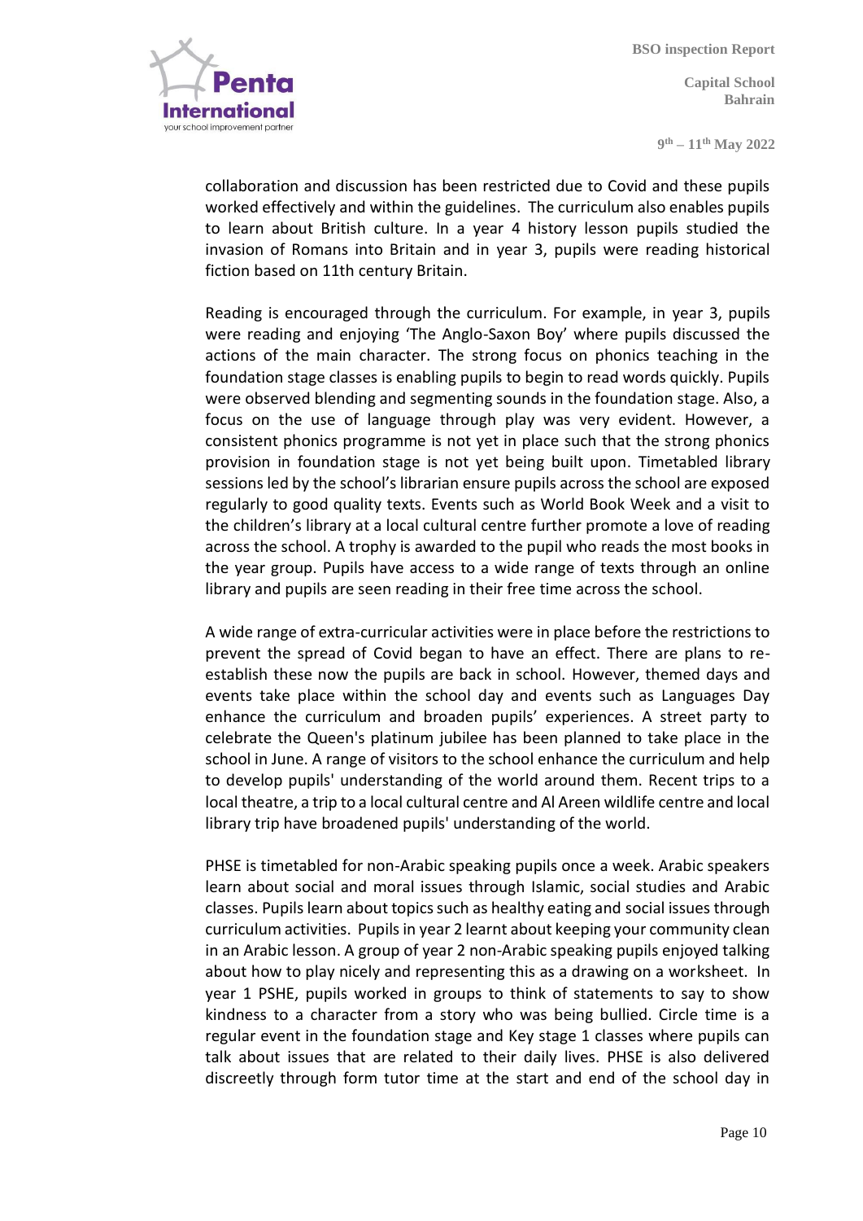collaboration and discussion has been restricted due to Covid and these pupils worked effectively and within the guidelines. The curriculum also enables pupils to learn about British culture. In a year 4 history lesson pupils studied the invasion of Romans into Britain and in year 3, pupils were reading historical fiction based on 11th century Britain.

Reading is encouraged through the curriculum. For example, in year 3, pupils were reading and enjoying 'The Anglo-Saxon Boy' where pupils discussed the actions of the main character. The strong focus on phonics teaching in the foundation stage classes is enabling pupils to begin to read words quickly. Pupils were observed blending and segmenting sounds in the foundation stage. Also, a focus on the use of language through play was very evident. However, a consistent phonics programme is not yet in place such that the strong phonics provision in foundation stage is not yet being built upon. Timetabled library sessions led by the school's librarian ensure pupils across the school are exposed regularly to good quality texts. Events such as World Book Week and a visit to the children's library at a local cultural centre further promote a love of reading across the school. A trophy is awarded to the pupil who reads the most books in the year group. Pupils have access to a wide range of texts through an online library and pupils are seen reading in their free time across the school.

A wide range of extra-curricular activities were in place before the restrictions to prevent the spread of Covid began to have an effect. There are plans to re-establish these now the pupils are back in school. However, themed days and events take place within the school day and events such as Languages Day enhance the curriculum and broaden pupils' experiences. A street party to celebrate the Queen's platinum jubilee has been planned to take place in the school in June. A range of visitors to the school enhance the curriculum and help to develop pupils' understanding of the world around them. Recent trips to a local theatre, a trip to a local cultural centre and Al Areen wildlife centre and local library trip have broadened pupils' understanding of the world.

PHSE is timetabled for non-Arabic speaking pupils once a week. Arabic speakers learn about social and moral issues through Islamic, social studies and Arabic classes. Pupils learn about topics such as healthy eating and social issues through curriculum activities. Pupils in year 2 learnt about keeping your community clean in an Arabic lesson. A group of year 2 non-Arabic speaking pupils enjoyed talking about how to play nicely and representing this as a drawing on a worksheet. In year 1 PSHE, pupils worked in groups to think of statements to say to show kindness to a character from a story who was being bullied. Circle time is a regular event in the foundation stage and Key stage 1 classes where pupils can talk about issues that are related to their daily lives. PHSE is also delivered discreetly through form tutor time at the start and end of the school day in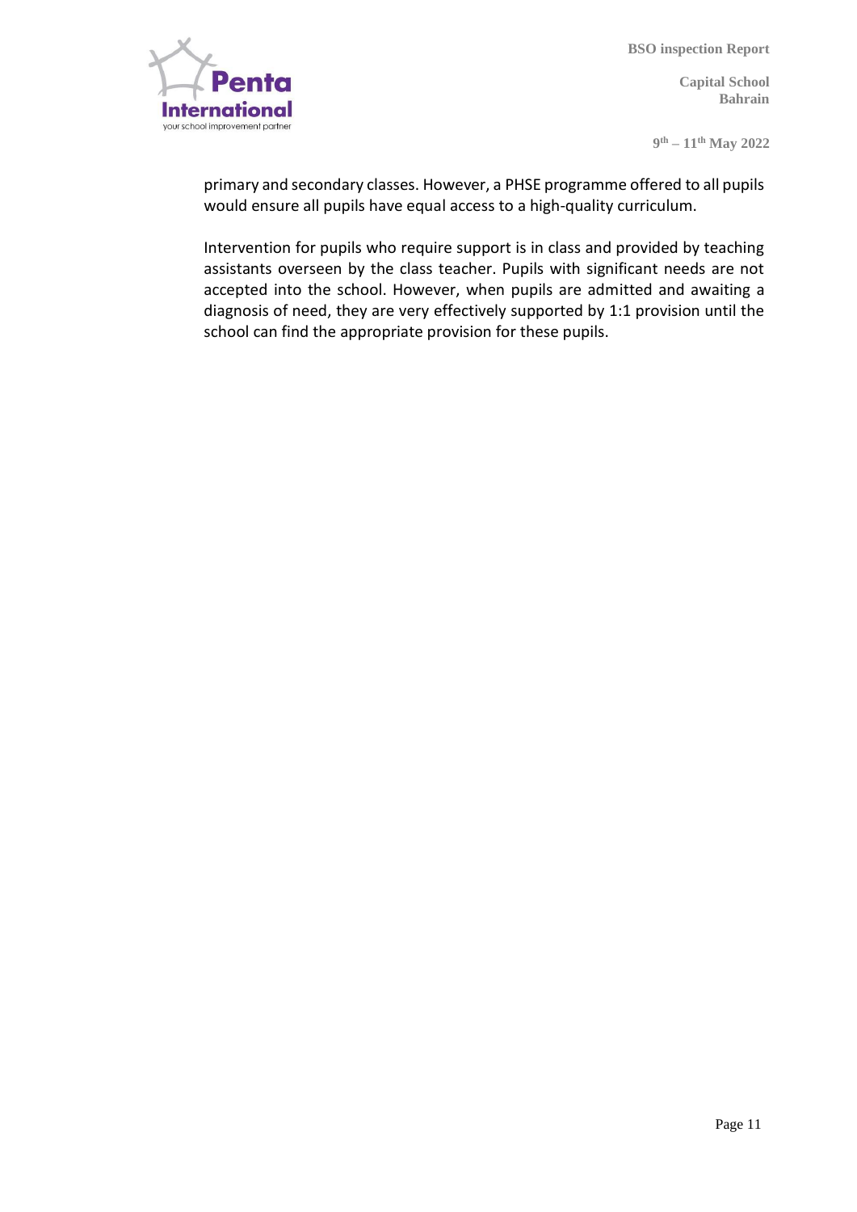primary and secondary classes. However, a PHSE programme offered to all pupils would ensure all pupils have equal access to a high-quality curriculum.

Intervention for pupils who require support is in class and provided by teaching assistants overseen by the class teacher. Pupils with significant needs are not accepted into the school. However, when pupils are admitted and awaiting a diagnosis of need, they are very effectively supported by 1:1 provision until the school can find the appropriate provision for these pupils.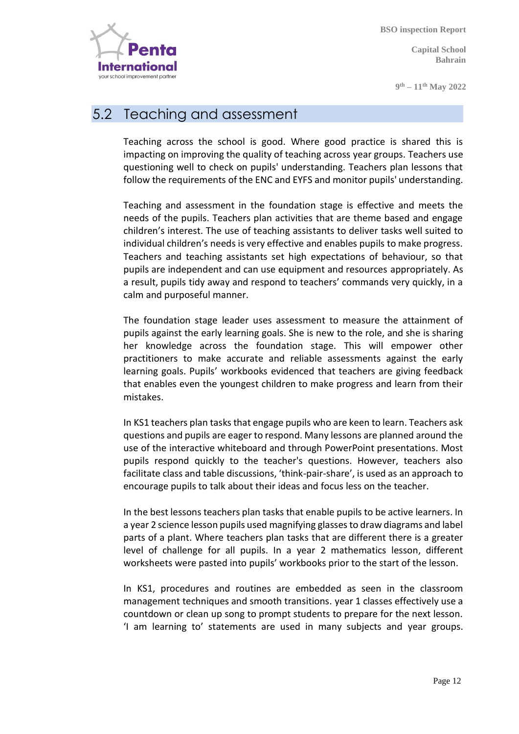## 5.2 Teaching and assessment

Teaching across the school is good. Where good practice is shared this is impacting on improving the quality of teaching across year groups. Teachers use questioning well to check on pupils' understanding. Teachers plan lessons that follow the requirements of the ENC and EYFS and monitor pupils' understanding.

Teaching and assessment in the foundation stage is effective and meets the needs of the pupils. Teachers plan activities that are theme based and engage children's interest. The use of teaching assistants to deliver tasks well suited to individual children's needs is very effective and enables pupils to make progress. Teachers and teaching assistants set high expectations of behaviour, so that pupils are independent and can use equipment and resources appropriately. As a result, pupils tidy away and respond to teachers' commands very quickly, in a calm and purposeful manner.

The foundation stage leader uses assessment to measure the attainment of pupils against the early learning goals. She is new to the role, and she is sharing her knowledge across the foundation stage. This will empower other practitioners to make accurate and reliable assessments against the early learning goals. Pupils' workbooks evidenced that teachers are giving feedback that enables even the youngest children to make progress and learn from their mistakes.

In KS1 teachers plan tasks that engage pupils who are keen to learn. Teachers ask questions and pupils are eager to respond. Many lessons are planned around the use of the interactive whiteboard and through PowerPoint presentations. Most pupils respond quickly to the teacher's questions. However, teachers also facilitate class and table discussions, 'think-pair-share', is used as an approach to encourage pupils to talk about their ideas and focus less on the teacher.

In the best lessons teachers plan tasks that enable pupils to be active learners. In a year 2 science lesson pupils used magnifying glasses to draw diagrams and label parts of a plant. Where teachers plan tasks that are different there is a greater level of challenge for all pupils. In a year 2 mathematics lesson, different worksheets were pasted into pupils' workbooks prior to the start of the lesson.

In KS1, procedures and routines are embedded as seen in the classroom management techniques and smooth transitions. year 1 classes effectively use a countdown or clean up song to prompt students to prepare for the next lesson. 'I am learning to' statements are used in many subjects and year groups.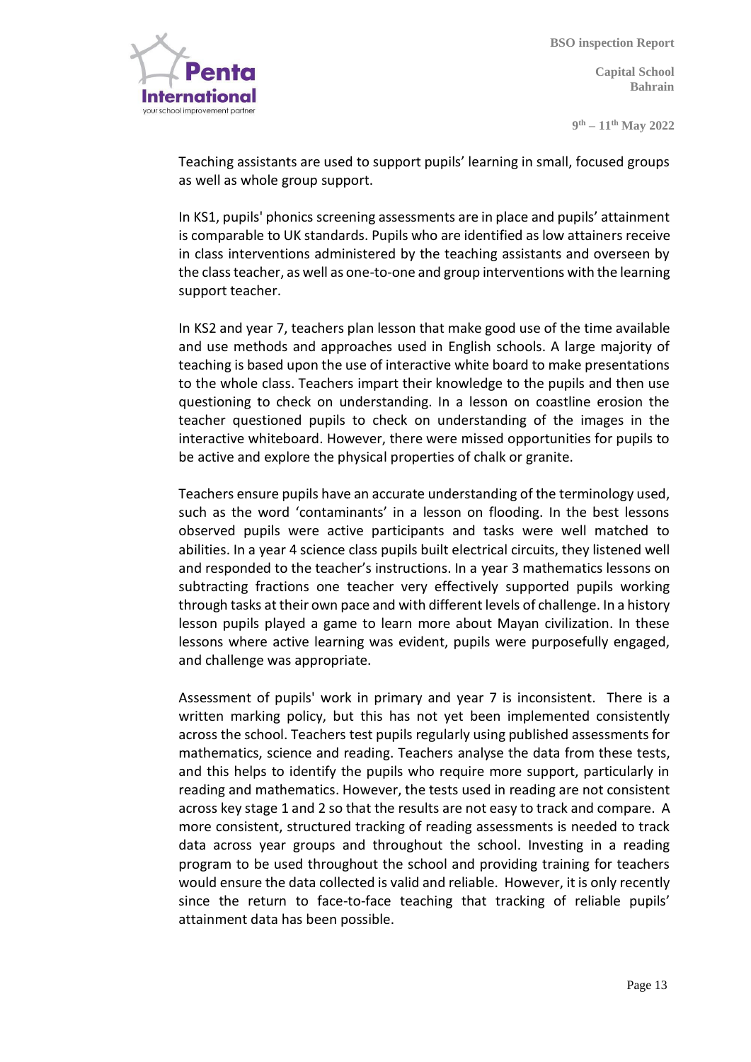Teaching assistants are used to support pupils' learning in small, focused groups as well as whole group support.

In KS1, pupils' phonics screening assessments are in place and pupils' attainment is comparable to UK standards. Pupils who are identified as low attainers receive in class interventions administered by the teaching assistants and overseen by the class teacher, as well as one-to-one and group interventions with the learning support teacher.

In KS2 and year 7, teachers plan lesson that make good use of the time available and use methods and approaches used in English schools. A large majority of teaching is based upon the use of interactive white board to make presentations to the whole class. Teachers impart their knowledge to the pupils and then use questioning to check on understanding. In a lesson on coastline erosion the teacher questioned pupils to check on understanding of the images in the interactive whiteboard. However, there were missed opportunities for pupils to be active and explore the physical properties of chalk or granite.

Teachers ensure pupils have an accurate understanding of the terminology used, such as the word 'contaminants' in a lesson on flooding. In the best lessons observed pupils were active participants and tasks were well matched to abilities. In a year 4 science class pupils built electrical circuits, they listened well and responded to the teacher's instructions. In a year 3 mathematics lessons on subtracting fractions one teacher very effectively supported pupils working through tasks at their own pace and with different levels of challenge. In a history lesson pupils played a game to learn more about Mayan civilization. In these lessons where active learning was evident, pupils were purposefully engaged, and challenge was appropriate.

Assessment of pupils' work in primary and year 7 is inconsistent. There is a written marking policy, but this has not yet been implemented consistently across the school. Teachers test pupils regularly using published assessments for mathematics, science and reading. Teachers analyse the data from these tests, and this helps to identify the pupils who require more support, particularly in reading and mathematics. However, the tests used in reading are not consistent across key stage 1 and 2 so that the results are not easy to track and compare. A more consistent, structured tracking of reading assessments is needed to track data across year groups and throughout the school. Investing in a reading program to be used throughout the school and providing training for teachers would ensure the data collected is valid and reliable. However, it is only recently since the return to face-to-face teaching that tracking of reliable pupils' attainment data has been possible.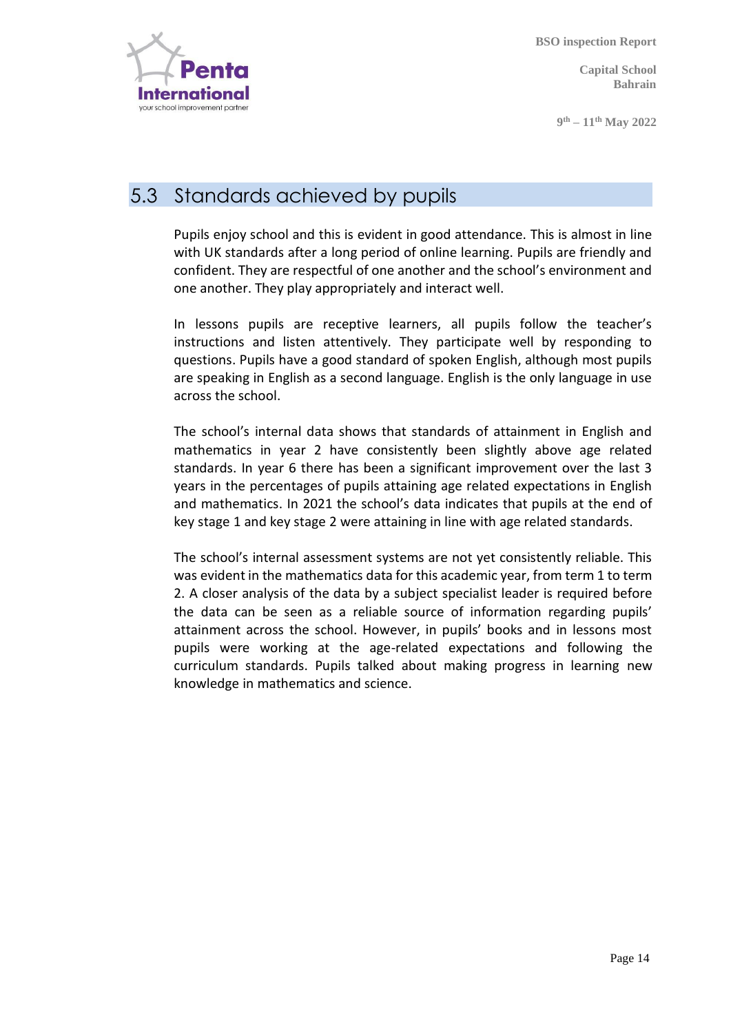## 5.3 Standards achieved by pupils

Pupils enjoy school and this is evident in good attendance. This is almost in line with UK standards after a long period of online learning. Pupils are friendly and confident. They are respectful of one another and the school's environment and one another. They play appropriately and interact well.

In lessons pupils are receptive learners, all pupils follow the teacher's instructions and listen attentively. They participate well by responding to questions. Pupils have a good standard of spoken English, although most pupils are speaking in English as a second language. English is the only language in use across the school.

The school's internal data shows that standards of attainment in English and mathematics in year 2 have consistently been slightly above age related standards. In year 6 there has been a significant improvement over the last 3 years in the percentages of pupils attaining age related expectations in English and mathematics. In 2021 the school's data indicates that pupils at the end of key stage 1 and key stage 2 were attaining in line with age related standards.

The school's internal assessment systems are not yet consistently reliable. This was evident in the mathematics data for this academic year, from term 1 to term 2. A closer analysis of the data by a subject specialist leader is required before the data can be seen as a reliable source of information regarding pupils' attainment across the school. However, in pupils' books and in lessons most pupils were working at the age-related expectations and following the curriculum standards. Pupils talked about making progress in learning new knowledge in mathematics and science.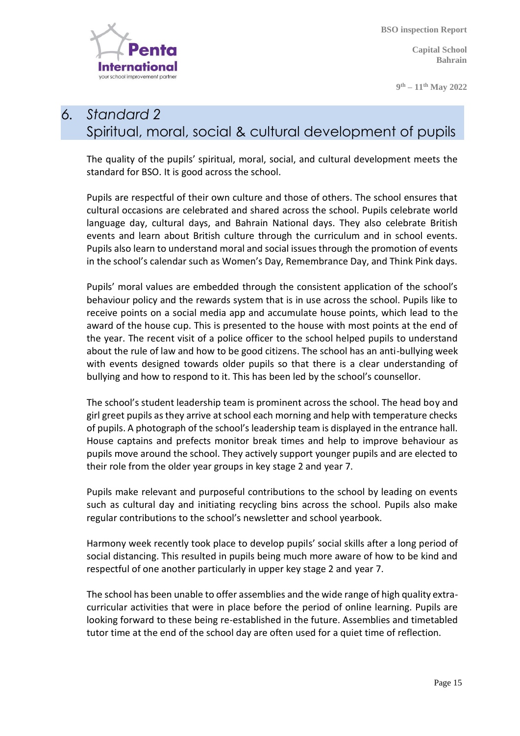## 6. *Standard 2*
## Spiritual, moral, social & cultural development of pupils

The quality of the pupils' spiritual, moral, social, and cultural development meets the standard for BSO. It is good across the school.

Pupils are respectful of their own culture and those of others. The school ensures that cultural occasions are celebrated and shared across the school. Pupils celebrate world language day, cultural days, and Bahrain National days. They also celebrate British events and learn about British culture through the curriculum and in school events. Pupils also learn to understand moral and social issues through the promotion of events in the school's calendar such as Women's Day, Remembrance Day, and Think Pink days.

Pupils' moral values are embedded through the consistent application of the school's behaviour policy and the rewards system that is in use across the school. Pupils like to receive points on a social media app and accumulate house points, which lead to the award of the house cup. This is presented to the house with most points at the end of the year. The recent visit of a police officer to the school helped pupils to understand about the rule of law and how to be good citizens. The school has an anti-bullying week with events designed towards older pupils so that there is a clear understanding of bullying and how to respond to it. This has been led by the school's counsellor.

The school's student leadership team is prominent across the school. The head boy and girl greet pupils as they arrive at school each morning and help with temperature checks of pupils. A photograph of the school's leadership team is displayed in the entrance hall. House captains and prefects monitor break times and help to improve behaviour as pupils move around the school. They actively support younger pupils and are elected to their role from the older year groups in key stage 2 and year 7.

Pupils make relevant and purposeful contributions to the school by leading on events such as cultural day and initiating recycling bins across the school. Pupils also make regular contributions to the school's newsletter and school yearbook.

Harmony week recently took place to develop pupils' social skills after a long period of social distancing. This resulted in pupils being much more aware of how to be kind and respectful of one another particularly in upper key stage 2 and year 7.

The school has been unable to offer assemblies and the wide range of high quality extra-curricular activities that were in place before the period of online learning. Pupils are looking forward to these being re-established in the future. Assemblies and timetabled tutor time at the end of the school day are often used for a quiet time of reflection.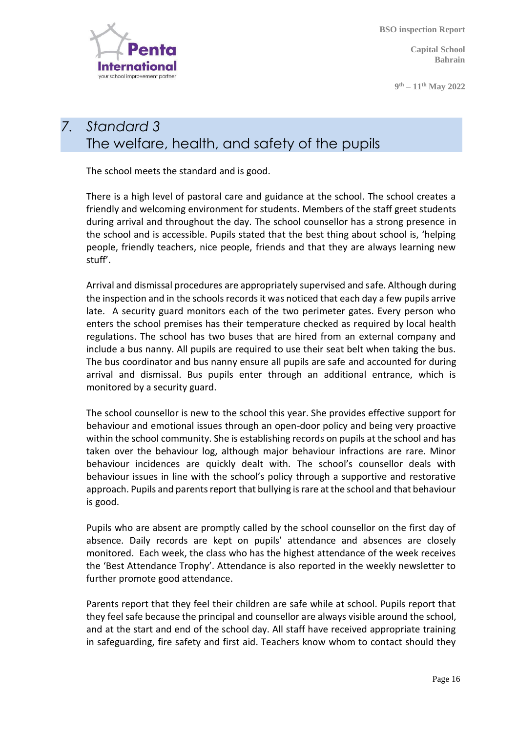## 7. Standard 3
## The welfare, health, and safety of the pupils

The school meets the standard and is good.

There is a high level of pastoral care and guidance at the school. The school creates a friendly and welcoming environment for students. Members of the staff greet students during arrival and throughout the day. The school counsellor has a strong presence in the school and is accessible. Pupils stated that the best thing about school is, 'helping people, friendly teachers, nice people, friends and that they are always learning new stuff'.

Arrival and dismissal procedures are appropriately supervised and safe. Although during the inspection and in the schools records it was noticed that each day a few pupils arrive late. A security guard monitors each of the two perimeter gates. Every person who enters the school premises has their temperature checked as required by local health regulations. The school has two buses that are hired from an external company and include a bus nanny. All pupils are required to use their seat belt when taking the bus. The bus coordinator and bus nanny ensure all pupils are safe and accounted for during arrival and dismissal. Bus pupils enter through an additional entrance, which is monitored by a security guard.

The school counsellor is new to the school this year. She provides effective support for behaviour and emotional issues through an open-door policy and being very proactive within the school community. She is establishing records on pupils at the school and has taken over the behaviour log, although major behaviour infractions are rare. Minor behaviour incidences are quickly dealt with. The school's counsellor deals with behaviour issues in line with the school's policy through a supportive and restorative approach. Pupils and parents report that bullying is rare at the school and that behaviour is good.

Pupils who are absent are promptly called by the school counsellor on the first day of absence. Daily records are kept on pupils' attendance and absences are closely monitored. Each week, the class who has the highest attendance of the week receives the 'Best Attendance Trophy'. Attendance is also reported in the weekly newsletter to further promote good attendance.

Parents report that they feel their children are safe while at school. Pupils report that they feel safe because the principal and counsellor are always visible around the school, and at the start and end of the school day. All staff have received appropriate training in safeguarding, fire safety and first aid. Teachers know whom to contact should they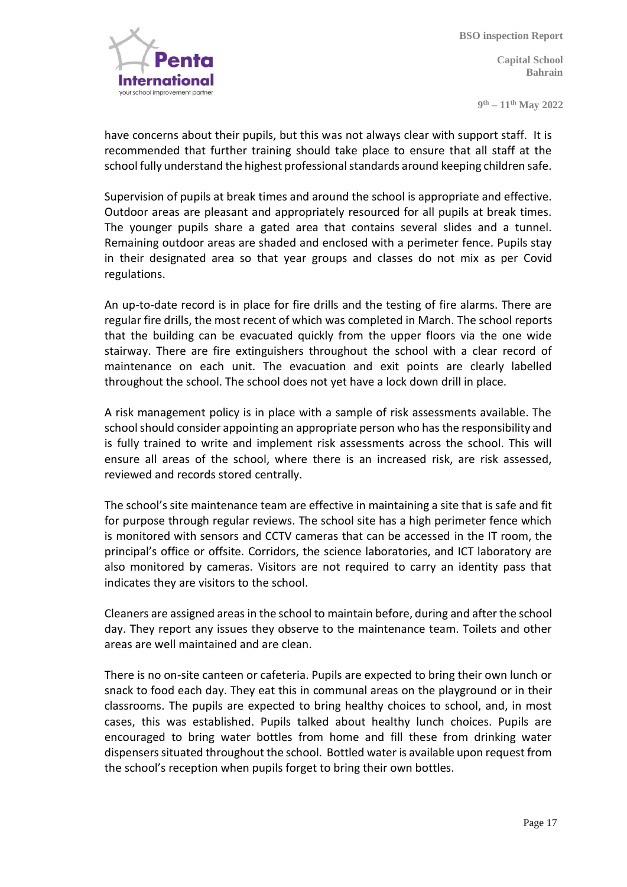have concerns about their pupils, but this was not always clear with support staff. It is recommended that further training should take place to ensure that all staff at the school fully understand the highest professional standards around keeping children safe.

Supervision of pupils at break times and around the school is appropriate and effective. Outdoor areas are pleasant and appropriately resourced for all pupils at break times. The younger pupils share a gated area that contains several slides and a tunnel. Remaining outdoor areas are shaded and enclosed with a perimeter fence. Pupils stay in their designated area so that year groups and classes do not mix as per Covid regulations.

An up-to-date record is in place for fire drills and the testing of fire alarms. There are regular fire drills, the most recent of which was completed in March. The school reports that the building can be evacuated quickly from the upper floors via the one wide stairway. There are fire extinguishers throughout the school with a clear record of maintenance on each unit. The evacuation and exit points are clearly labelled throughout the school. The school does not yet have a lock down drill in place.

A risk management policy is in place with a sample of risk assessments available. The school should consider appointing an appropriate person who has the responsibility and is fully trained to write and implement risk assessments across the school. This will ensure all areas of the school, where there is an increased risk, are risk assessed, reviewed and records stored centrally.

The school's site maintenance team are effective in maintaining a site that is safe and fit for purpose through regular reviews. The school site has a high perimeter fence which is monitored with sensors and CCTV cameras that can be accessed in the IT room, the principal's office or offsite. Corridors, the science laboratories, and ICT laboratory are also monitored by cameras. Visitors are not required to carry an identity pass that indicates they are visitors to the school.

Cleaners are assigned areas in the school to maintain before, during and after the school day. They report any issues they observe to the maintenance team. Toilets and other areas are well maintained and are clean.

There is no on-site canteen or cafeteria. Pupils are expected to bring their own lunch or snack to food each day. They eat this in communal areas on the playground or in their classrooms. The pupils are expected to bring healthy choices to school, and, in most cases, this was established. Pupils talked about healthy lunch choices. Pupils are encouraged to bring water bottles from home and fill these from drinking water dispensers situated throughout the school. Bottled water is available upon request from the school's reception when pupils forget to bring their own bottles.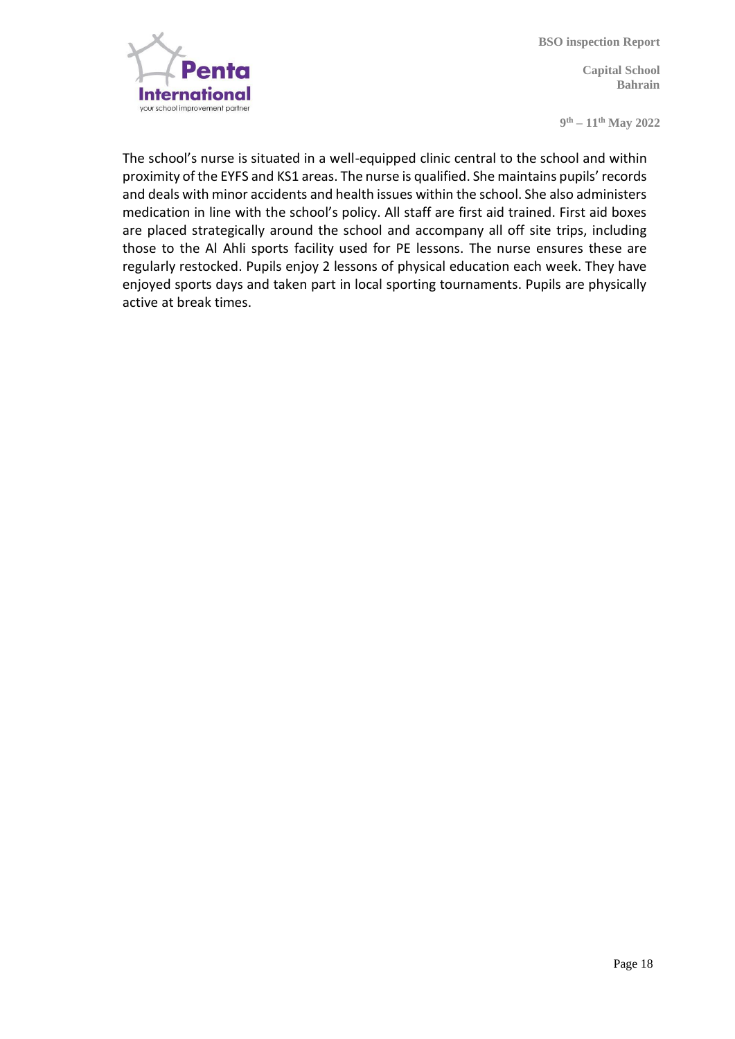The school's nurse is situated in a well-equipped clinic central to the school and within proximity of the EYFS and KS1 areas. The nurse is qualified. She maintains pupils' records and deals with minor accidents and health issues within the school. She also administers medication in line with the school's policy. All staff are first aid trained. First aid boxes are placed strategically around the school and accompany all off site trips, including those to the Al Ahli sports facility used for PE lessons. The nurse ensures these are regularly restocked. Pupils enjoy 2 lessons of physical education each week. They have enjoyed sports days and taken part in local sporting tournaments. Pupils are physically active at break times.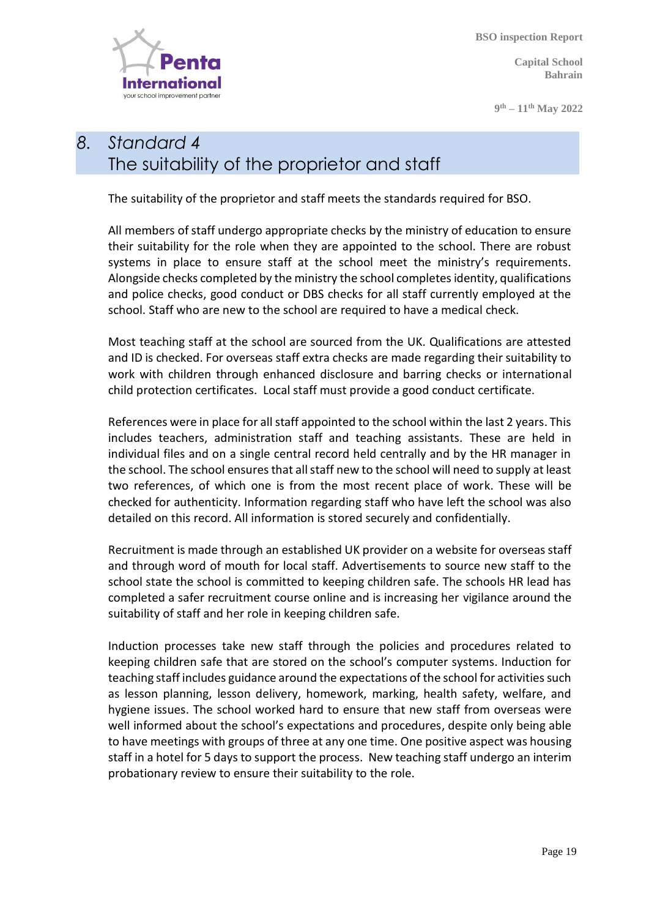## 8. Standard 4
## The suitability of the proprietor and staff

The suitability of the proprietor and staff meets the standards required for BSO.

All members of staff undergo appropriate checks by the ministry of education to ensure their suitability for the role when they are appointed to the school. There are robust systems in place to ensure staff at the school meet the ministry's requirements. Alongside checks completed by the ministry the school completes identity, qualifications and police checks, good conduct or DBS checks for all staff currently employed at the school. Staff who are new to the school are required to have a medical check.

Most teaching staff at the school are sourced from the UK. Qualifications are attested and ID is checked. For overseas staff extra checks are made regarding their suitability to work with children through enhanced disclosure and barring checks or international child protection certificates. Local staff must provide a good conduct certificate.

References were in place for all staff appointed to the school within the last 2 years. This includes teachers, administration staff and teaching assistants. These are held in individual files and on a single central record held centrally and by the HR manager in the school. The school ensures that all staff new to the school will need to supply at least two references, of which one is from the most recent place of work. These will be checked for authenticity. Information regarding staff who have left the school was also detailed on this record. All information is stored securely and confidentially.

Recruitment is made through an established UK provider on a website for overseas staff and through word of mouth for local staff. Advertisements to source new staff to the school state the school is committed to keeping children safe. The schools HR lead has completed a safer recruitment course online and is increasing her vigilance around the suitability of staff and her role in keeping children safe.

Induction processes take new staff through the policies and procedures related to keeping children safe that are stored on the school's computer systems. Induction for teaching staff includes guidance around the expectations of the school for activities such as lesson planning, lesson delivery, homework, marking, health safety, welfare, and hygiene issues. The school worked hard to ensure that new staff from overseas were well informed about the school's expectations and procedures, despite only being able to have meetings with groups of three at any one time. One positive aspect was housing staff in a hotel for 5 days to support the process. New teaching staff undergo an interim probationary review to ensure their suitability to the role.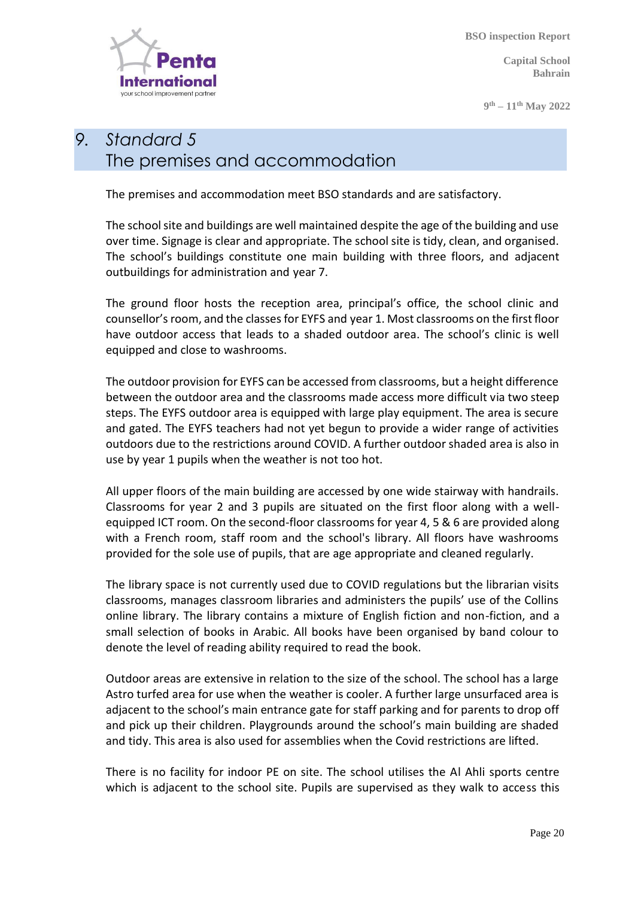## 9. *Standard 5*
## The premises and accommodation

The premises and accommodation meet BSO standards and are satisfactory.

The school site and buildings are well maintained despite the age of the building and use over time. Signage is clear and appropriate. The school site is tidy, clean, and organised. The school's buildings constitute one main building with three floors, and adjacent outbuildings for administration and year 7.

The ground floor hosts the reception area, principal's office, the school clinic and counsellor's room, and the classes for EYFS and year 1. Most classrooms on the first floor have outdoor access that leads to a shaded outdoor area. The school's clinic is well equipped and close to washrooms.

The outdoor provision for EYFS can be accessed from classrooms, but a height difference between the outdoor area and the classrooms made access more difficult via two steep steps. The EYFS outdoor area is equipped with large play equipment. The area is secure and gated. The EYFS teachers had not yet begun to provide a wider range of activities outdoors due to the restrictions around COVID. A further outdoor shaded area is also in use by year 1 pupils when the weather is not too hot.

All upper floors of the main building are accessed by one wide stairway with handrails. Classrooms for year 2 and 3 pupils are situated on the first floor along with a well-equipped ICT room. On the second-floor classrooms for year 4, 5 & 6 are provided along with a French room, staff room and the school's library. All floors have washrooms provided for the sole use of pupils, that are age appropriate and cleaned regularly.

The library space is not currently used due to COVID regulations but the librarian visits classrooms, manages classroom libraries and administers the pupils' use of the Collins online library. The library contains a mixture of English fiction and non-fiction, and a small selection of books in Arabic. All books have been organised by band colour to denote the level of reading ability required to read the book.

Outdoor areas are extensive in relation to the size of the school. The school has a large Astro turfed area for use when the weather is cooler. A further large unsurfaced area is adjacent to the school's main entrance gate for staff parking and for parents to drop off and pick up their children. Playgrounds around the school's main building are shaded and tidy. This area is also used for assemblies when the Covid restrictions are lifted.

There is no facility for indoor PE on site. The school utilises the Al Ahli sports centre which is adjacent to the school site. Pupils are supervised as they walk to access this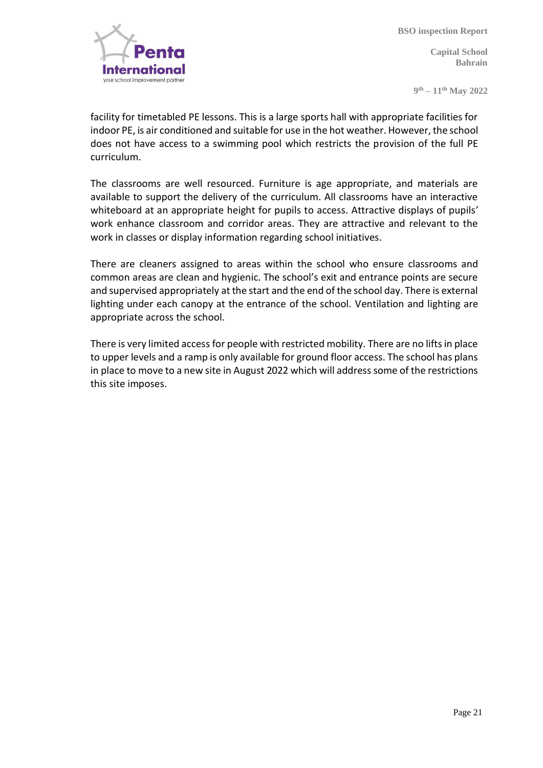facility for timetabled PE lessons. This is a large sports hall with appropriate facilities for indoor PE, is air conditioned and suitable for use in the hot weather. However, the school does not have access to a swimming pool which restricts the provision of the full PE curriculum.

The classrooms are well resourced. Furniture is age appropriate, and materials are available to support the delivery of the curriculum. All classrooms have an interactive whiteboard at an appropriate height for pupils to access. Attractive displays of pupils' work enhance classroom and corridor areas. They are attractive and relevant to the work in classes or display information regarding school initiatives.

There are cleaners assigned to areas within the school who ensure classrooms and common areas are clean and hygienic. The school's exit and entrance points are secure and supervised appropriately at the start and the end of the school day. There is external lighting under each canopy at the entrance of the school. Ventilation and lighting are appropriate across the school.

There is very limited access for people with restricted mobility. There are no lifts in place to upper levels and a ramp is only available for ground floor access. The school has plans in place to move to a new site in August 2022 which will address some of the restrictions this site imposes.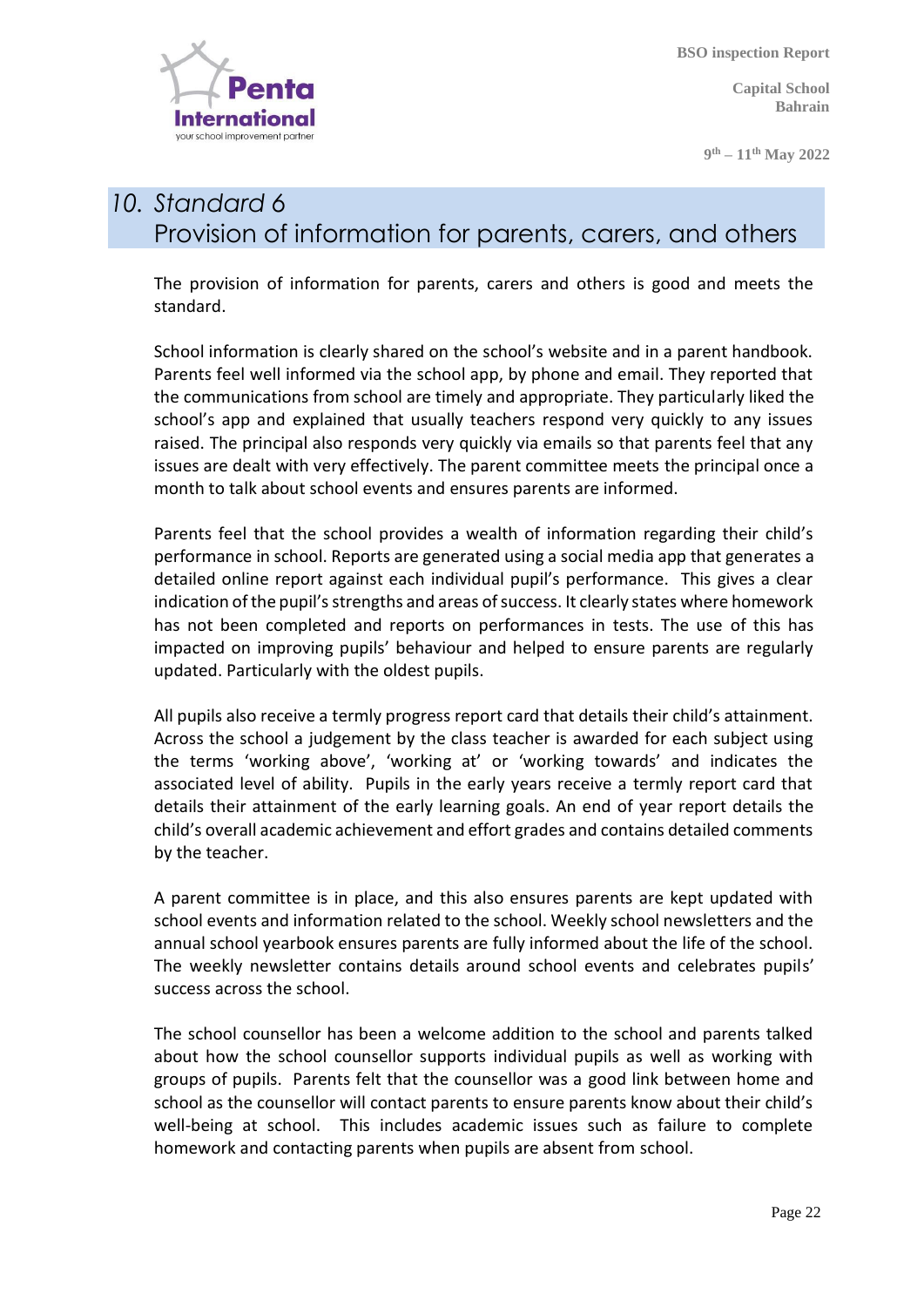# 10. Standard 6
## Provision of information for parents, carers, and others

The provision of information for parents, carers and others is good and meets the standard.

School information is clearly shared on the school's website and in a parent handbook. Parents feel well informed via the school app, by phone and email. They reported that the communications from school are timely and appropriate. They particularly liked the school's app and explained that usually teachers respond very quickly to any issues raised. The principal also responds very quickly via emails so that parents feel that any issues are dealt with very effectively. The parent committee meets the principal once a month to talk about school events and ensures parents are informed.

Parents feel that the school provides a wealth of information regarding their child's performance in school. Reports are generated using a social media app that generates a detailed online report against each individual pupil's performance. This gives a clear indication of the pupil's strengths and areas of success. It clearly states where homework has not been completed and reports on performances in tests. The use of this has impacted on improving pupils' behaviour and helped to ensure parents are regularly updated. Particularly with the oldest pupils.

All pupils also receive a termly progress report card that details their child's attainment. Across the school a judgement by the class teacher is awarded for each subject using the terms 'working above', 'working at' or 'working towards' and indicates the associated level of ability. Pupils in the early years receive a termly report card that details their attainment of the early learning goals. An end of year report details the child's overall academic achievement and effort grades and contains detailed comments by the teacher.

A parent committee is in place, and this also ensures parents are kept updated with school events and information related to the school. Weekly school newsletters and the annual school yearbook ensures parents are fully informed about the life of the school. The weekly newsletter contains details around school events and celebrates pupils' success across the school.

The school counsellor has been a welcome addition to the school and parents talked about how the school counsellor supports individual pupils as well as working with groups of pupils. Parents felt that the counsellor was a good link between home and school as the counsellor will contact parents to ensure parents know about their child's well-being at school. This includes academic issues such as failure to complete homework and contacting parents when pupils are absent from school.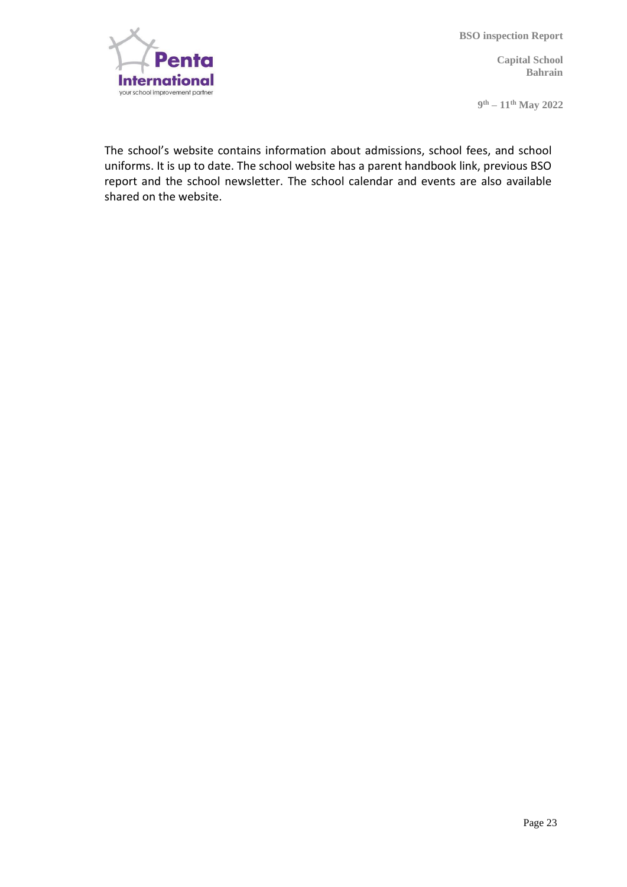The school's website contains information about admissions, school fees, and school uniforms. It is up to date. The school website has a parent handbook link, previous BSO report and the school newsletter. The school calendar and events are also available shared on the website.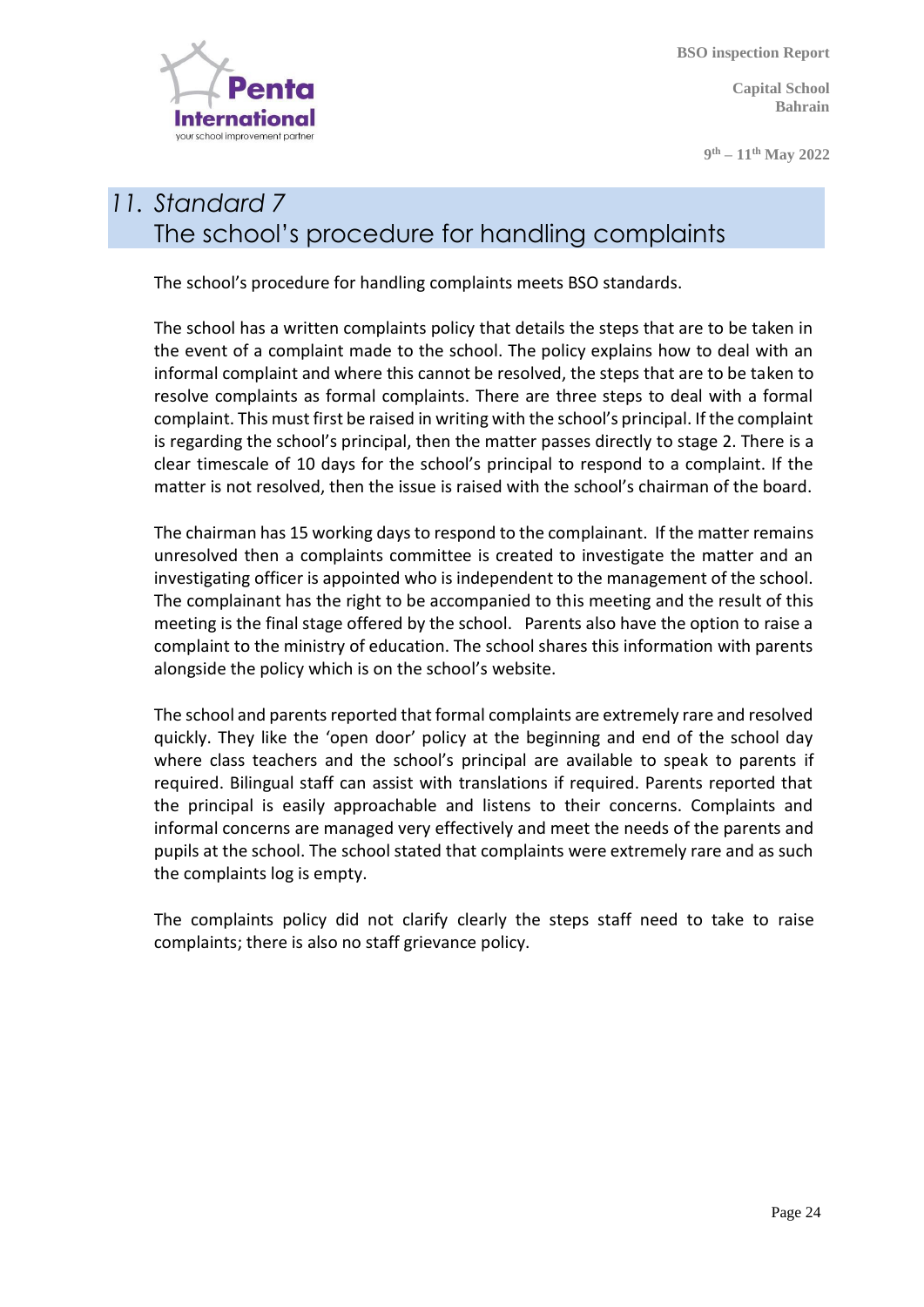# 11. Standard 7
## The school's procedure for handling complaints

The school's procedure for handling complaints meets BSO standards.

The school has a written complaints policy that details the steps that are to be taken in the event of a complaint made to the school. The policy explains how to deal with an informal complaint and where this cannot be resolved, the steps that are to be taken to resolve complaints as formal complaints. There are three steps to deal with a formal complaint. This must first be raised in writing with the school's principal. If the complaint is regarding the school's principal, then the matter passes directly to stage 2. There is a clear timescale of 10 days for the school's principal to respond to a complaint. If the matter is not resolved, then the issue is raised with the school's chairman of the board.

The chairman has 15 working days to respond to the complainant. If the matter remains unresolved then a complaints committee is created to investigate the matter and an investigating officer is appointed who is independent to the management of the school. The complainant has the right to be accompanied to this meeting and the result of this meeting is the final stage offered by the school. Parents also have the option to raise a complaint to the ministry of education. The school shares this information with parents alongside the policy which is on the school's website.

The school and parents reported that formal complaints are extremely rare and resolved quickly. They like the 'open door' policy at the beginning and end of the school day where class teachers and the school's principal are available to speak to parents if required. Bilingual staff can assist with translations if required. Parents reported that the principal is easily approachable and listens to their concerns. Complaints and informal concerns are managed very effectively and meet the needs of the parents and pupils at the school. The school stated that complaints were extremely rare and as such the complaints log is empty.

The complaints policy did not clarify clearly the steps staff need to take to raise complaints; there is also no staff grievance policy.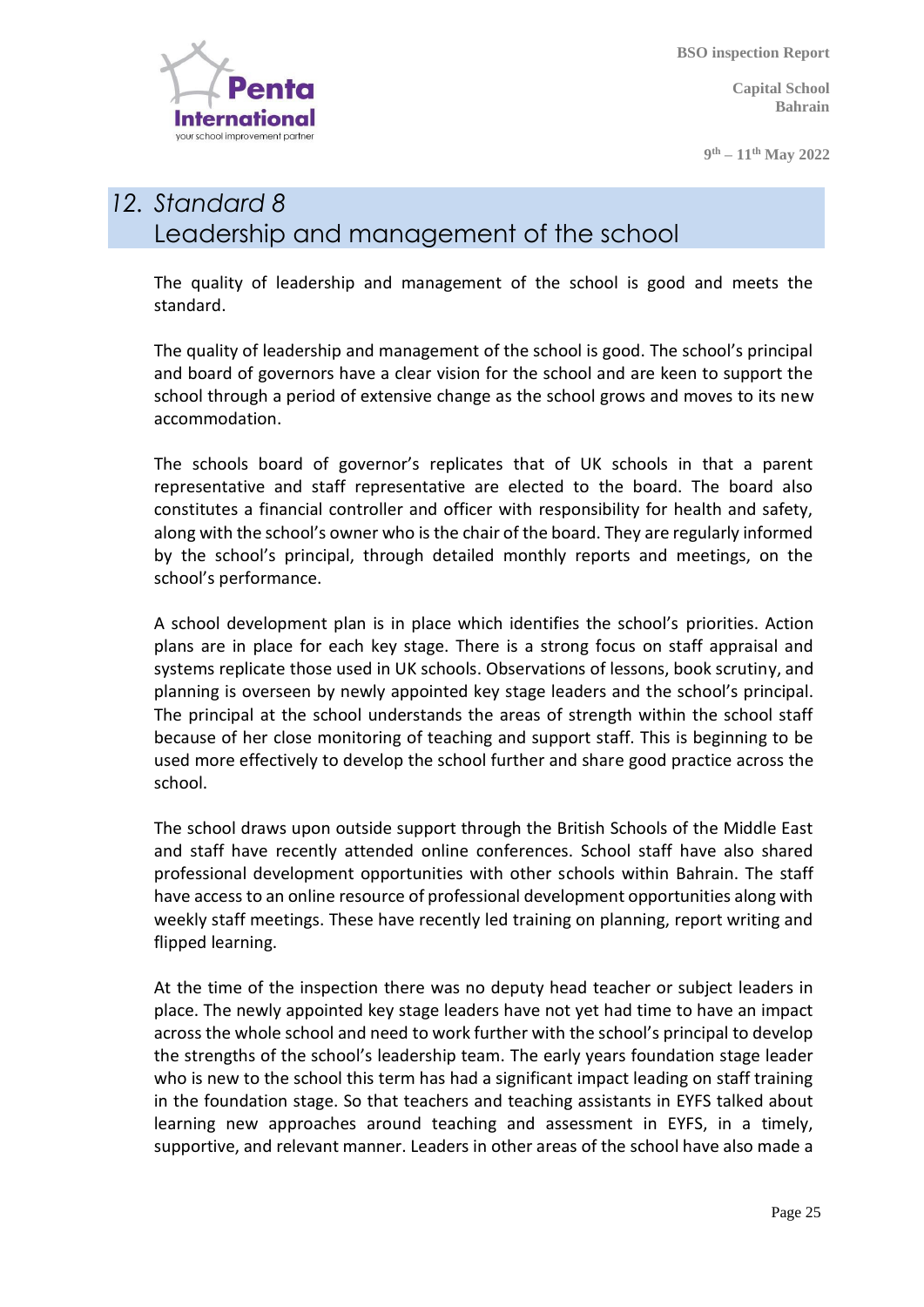## 12. Standard 8
## Leadership and management of the school

The quality of leadership and management of the school is good and meets the standard.

The quality of leadership and management of the school is good. The school's principal and board of governors have a clear vision for the school and are keen to support the school through a period of extensive change as the school grows and moves to its new accommodation.

The schools board of governor's replicates that of UK schools in that a parent representative and staff representative are elected to the board. The board also constitutes a financial controller and officer with responsibility for health and safety, along with the school's owner who is the chair of the board. They are regularly informed by the school's principal, through detailed monthly reports and meetings, on the school's performance.

A school development plan is in place which identifies the school's priorities. Action plans are in place for each key stage. There is a strong focus on staff appraisal and systems replicate those used in UK schools. Observations of lessons, book scrutiny, and planning is overseen by newly appointed key stage leaders and the school's principal. The principal at the school understands the areas of strength within the school staff because of her close monitoring of teaching and support staff. This is beginning to be used more effectively to develop the school further and share good practice across the school.

The school draws upon outside support through the British Schools of the Middle East and staff have recently attended online conferences. School staff have also shared professional development opportunities with other schools within Bahrain. The staff have access to an online resource of professional development opportunities along with weekly staff meetings. These have recently led training on planning, report writing and flipped learning.

At the time of the inspection there was no deputy head teacher or subject leaders in place. The newly appointed key stage leaders have not yet had time to have an impact across the whole school and need to work further with the school's principal to develop the strengths of the school's leadership team. The early years foundation stage leader who is new to the school this term has had a significant impact leading on staff training in the foundation stage. So that teachers and teaching assistants in EYFS talked about learning new approaches around teaching and assessment in EYFS, in a timely, supportive, and relevant manner. Leaders in other areas of the school have also made a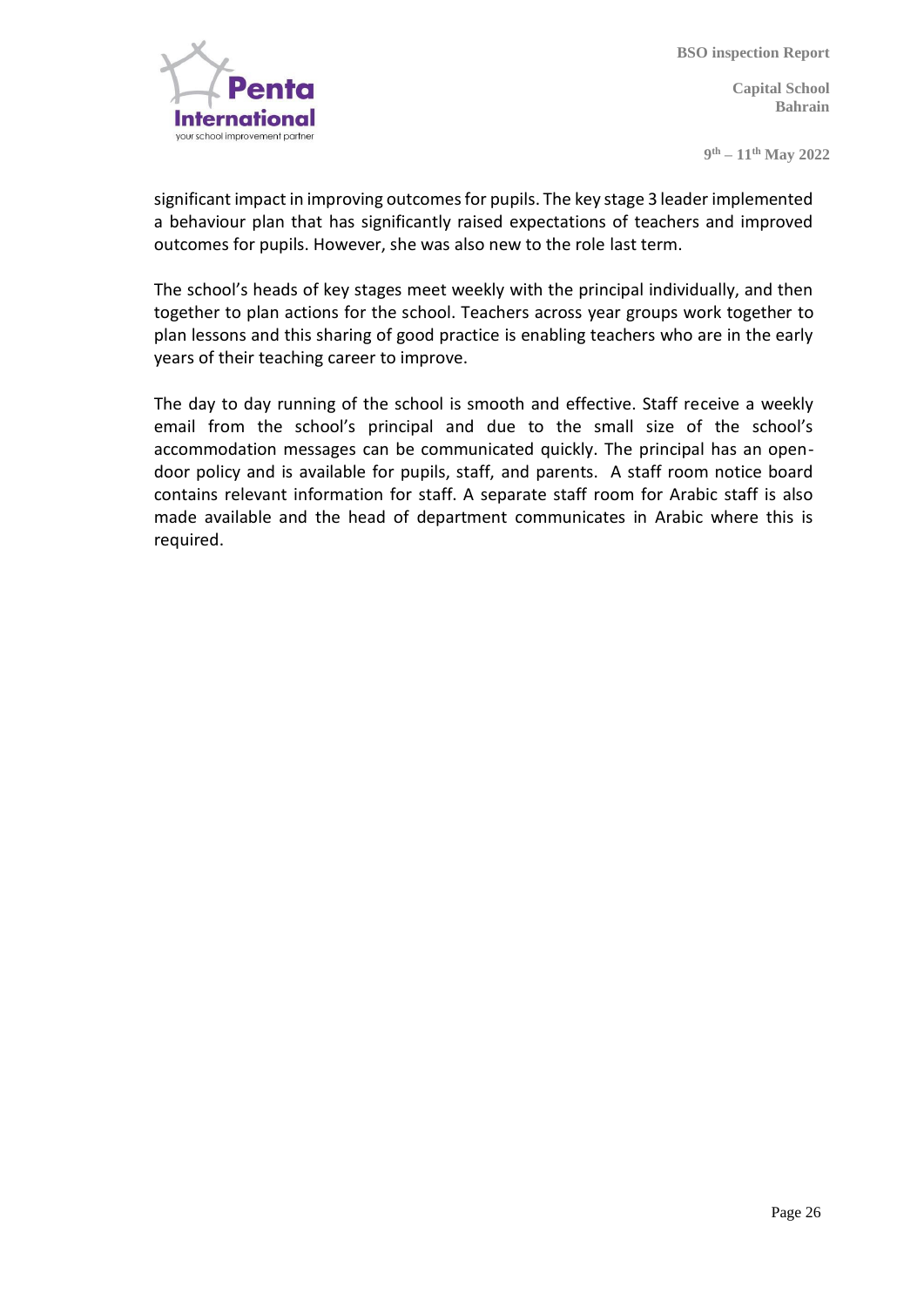significant impact in improving outcomes for pupils. The key stage 3 leader implemented a behaviour plan that has significantly raised expectations of teachers and improved outcomes for pupils. However, she was also new to the role last term.

The school's heads of key stages meet weekly with the principal individually, and then together to plan actions for the school. Teachers across year groups work together to plan lessons and this sharing of good practice is enabling teachers who are in the early years of their teaching career to improve.

The day to day running of the school is smooth and effective. Staff receive a weekly email from the school's principal and due to the small size of the school's accommodation messages can be communicated quickly. The principal has an open-door policy and is available for pupils, staff, and parents. A staff room notice board contains relevant information for staff. A separate staff room for Arabic staff is also made available and the head of department communicates in Arabic where this is required.